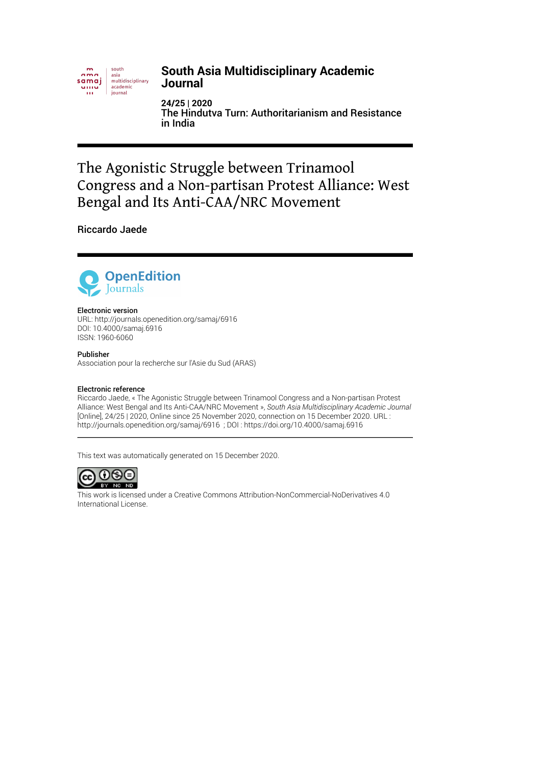# South Asia Multidisciplinary Academic Journal

**24/25 | 2020**
**The Hindutva Turn: Authoritarianism and Resistance in India**

# The Agonistic Struggle between Trinamool Congress and a Non-partisan Protest Alliance: West Bengal and Its Anti-CAA/NRC Movement

**Riccardo Jaede**

**Electronic version**
URL: http://journals.openedition.org/samaj/6916
DOI: 10.4000/samaj.6916
ISSN: 1960-6060

**Publisher**
Association pour la recherche sur l'Asie du Sud (ARAS)

**Electronic reference**
Riccardo Jaede, « The Agonistic Struggle between Trinamool Congress and a Non-partisan Protest Alliance: West Bengal and Its Anti-CAA/NRC Movement », *South Asia Multidisciplinary Academic Journal* [Online], 24/25 | 2020, Online since 25 November 2020, connection on 15 December 2020. URL : http://journals.openedition.org/samaj/6916 ; DOI : https://doi.org/10.4000/samaj.6916

This text was automatically generated on 15 December 2020.

This work is licensed under a Creative Commons Attribution-NonCommercial-NoDerivatives 4.0 International License.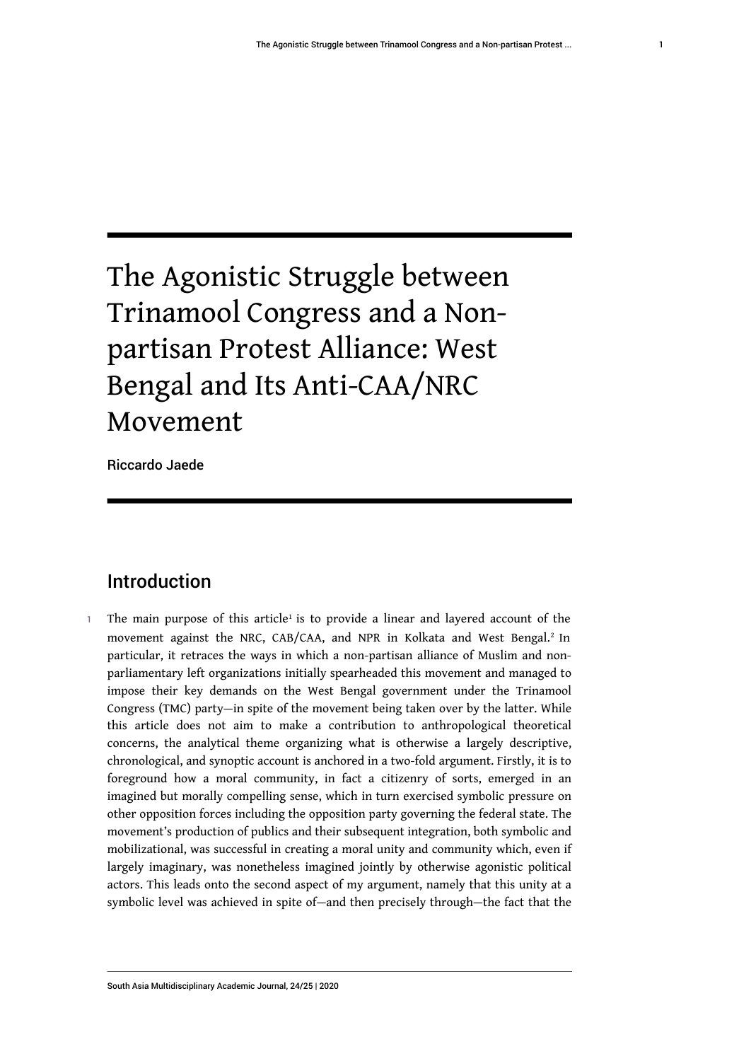# The Agonistic Struggle between Trinamool Congress and a Non-partisan Protest Alliance: West Bengal and Its Anti-CAA/NRC Movement

Riccardo Jaede

## Introduction

1 The main purpose of this article[1] is to provide a linear and layered account of the movement against the NRC, CAB/CAA, and NPR in Kolkata and West Bengal.[2] In particular, it retraces the ways in which a non-partisan alliance of Muslim and non-parliamentary left organizations initially spearheaded this movement and managed to impose their key demands on the West Bengal government under the Trinamool Congress (TMC) party—in spite of the movement being taken over by the latter. While this article does not aim to make a contribution to anthropological theoretical concerns, the analytical theme organizing what is otherwise a largely descriptive, chronological, and synoptic account is anchored in a two-fold argument. Firstly, it is to foreground how a moral community, in fact a citizenry of sorts, emerged in an imagined but morally compelling sense, which in turn exercised symbolic pressure on other opposition forces including the opposition party governing the federal state. The movement's production of publics and their subsequent integration, both symbolic and mobilizational, was successful in creating a moral unity and community which, even if largely imaginary, was nonetheless imagined jointly by otherwise agonistic political actors. This leads onto the second aspect of my argument, namely that this unity at a symbolic level was achieved in spite of—and then precisely through—the fact that the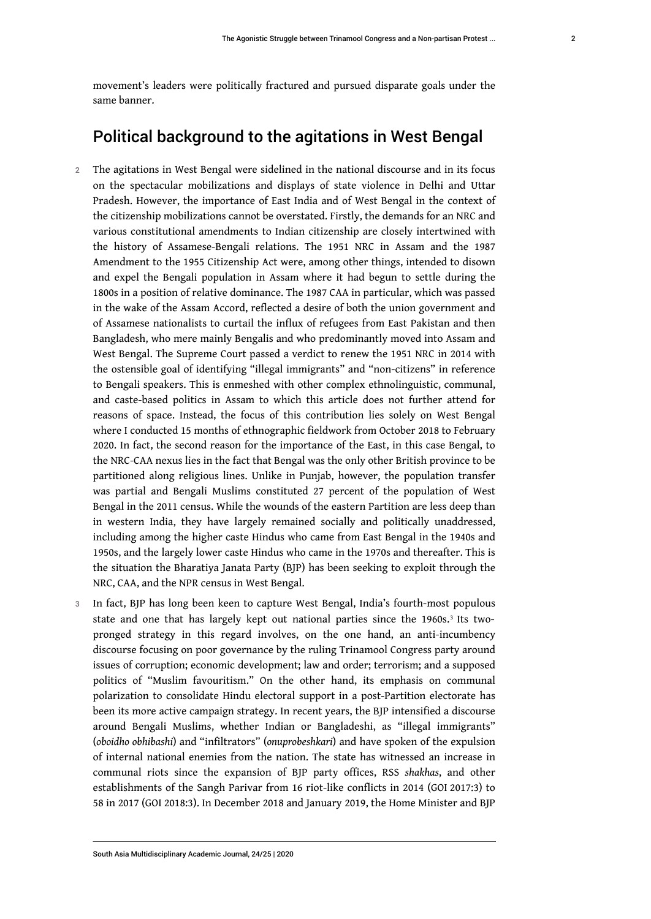movement's leaders were politically fractured and pursued disparate goals under the same banner.

## Political background to the agitations in West Bengal

2 The agitations in West Bengal were sidelined in the national discourse and in its focus on the spectacular mobilizations and displays of state violence in Delhi and Uttar Pradesh. However, the importance of East India and of West Bengal in the context of the citizenship mobilizations cannot be overstated. Firstly, the demands for an NRC and various constitutional amendments to Indian citizenship are closely intertwined with the history of Assamese-Bengali relations. The 1951 NRC in Assam and the 1987 Amendment to the 1955 Citizenship Act were, among other things, intended to disown and expel the Bengali population in Assam where it had begun to settle during the 1800s in a position of relative dominance. The 1987 CAA in particular, which was passed in the wake of the Assam Accord, reflected a desire of both the union government and of Assamese nationalists to curtail the influx of refugees from East Pakistan and then Bangladesh, who mere mainly Bengalis and who predominantly moved into Assam and West Bengal. The Supreme Court passed a verdict to renew the 1951 NRC in 2014 with the ostensible goal of identifying "illegal immigrants" and "non-citizens" in reference to Bengali speakers. This is enmeshed with other complex ethnolinguistic, communal, and caste-based politics in Assam to which this article does not further attend for reasons of space. Instead, the focus of this contribution lies solely on West Bengal where I conducted 15 months of ethnographic fieldwork from October 2018 to February 2020. In fact, the second reason for the importance of the East, in this case Bengal, to the NRC-CAA nexus lies in the fact that Bengal was the only other British province to be partitioned along religious lines. Unlike in Punjab, however, the population transfer was partial and Bengali Muslims constituted 27 percent of the population of West Bengal in the 2011 census. While the wounds of the eastern Partition are less deep than in western India, they have largely remained socially and politically unaddressed, including among the higher caste Hindus who came from East Bengal in the 1940s and 1950s, and the largely lower caste Hindus who came in the 1970s and thereafter. This is the situation the Bharatiya Janata Party (BJP) has been seeking to exploit through the NRC, CAA, and the NPR census in West Bengal.

3 In fact, BJP has long been keen to capture West Bengal, India's fourth-most populous state and one that has largely kept out national parties since the 1960s.[3] Its two-pronged strategy in this regard involves, on the one hand, an anti-incumbency discourse focusing on poor governance by the ruling Trinamool Congress party around issues of corruption; economic development; law and order; terrorism; and a supposed politics of "Muslim favouritism." On the other hand, its emphasis on communal polarization to consolidate Hindu electoral support in a post-Partition electorate has been its more active campaign strategy. In recent years, the BJP intensified a discourse around Bengali Muslims, whether Indian or Bangladeshi, as "illegal immigrants" (*oboidho obhibashi*) and "infiltrators" (*onuprobeshkari*) and have spoken of the expulsion of internal national enemies from the nation. The state has witnessed an increase in communal riots since the expansion of BJP party offices, RSS *shakhas*, and other establishments of the Sangh Parivar from 16 riot-like conflicts in 2014 (GOI 2017:3) to 58 in 2017 (GOI 2018:3). In December 2018 and January 2019, the Home Minister and BJP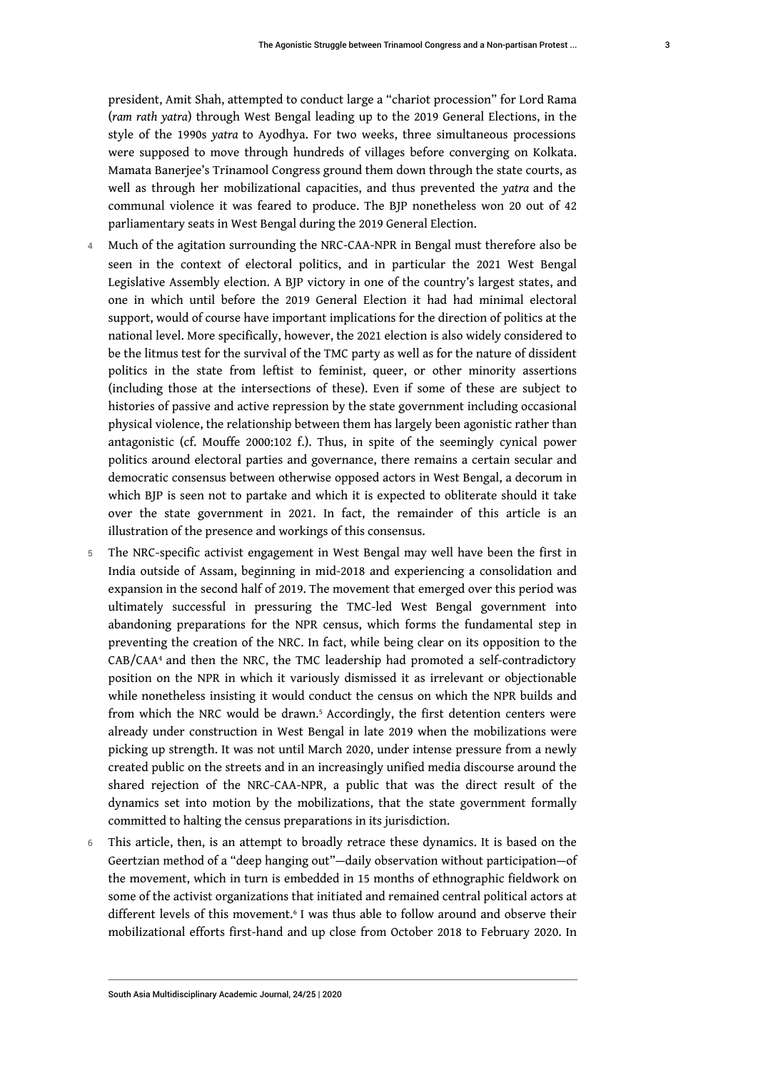president, Amit Shah, attempted to conduct large a "chariot procession" for Lord Rama (*ram rath yatra*) through West Bengal leading up to the 2019 General Elections, in the style of the 1990s *yatra* to Ayodhya. For two weeks, three simultaneous processions were supposed to move through hundreds of villages before converging on Kolkata. Mamata Banerjee's Trinamool Congress ground them down through the state courts, as well as through her mobilizational capacities, and thus prevented the *yatra* and the communal violence it was feared to produce. The BJP nonetheless won 20 out of 42 parliamentary seats in West Bengal during the 2019 General Election.

4 Much of the agitation surrounding the NRC-CAA-NPR in Bengal must therefore also be seen in the context of electoral politics, and in particular the 2021 West Bengal Legislative Assembly election. A BJP victory in one of the country's largest states, and one in which until before the 2019 General Election it had had minimal electoral support, would of course have important implications for the direction of politics at the national level. More specifically, however, the 2021 election is also widely considered to be the litmus test for the survival of the TMC party as well as for the nature of dissident politics in the state from leftist to feminist, queer, or other minority assertions (including those at the intersections of these). Even if some of these are subject to histories of passive and active repression by the state government including occasional physical violence, the relationship between them has largely been agonistic rather than antagonistic (cf. Mouffe 2000:102 f.). Thus, in spite of the seemingly cynical power politics around electoral parties and governance, there remains a certain secular and democratic consensus between otherwise opposed actors in West Bengal, a decorum in which BJP is seen not to partake and which it is expected to obliterate should it take over the state government in 2021. In fact, the remainder of this article is an illustration of the presence and workings of this consensus.

5 The NRC-specific activist engagement in West Bengal may well have been the first in India outside of Assam, beginning in mid-2018 and experiencing a consolidation and expansion in the second half of 2019. The movement that emerged over this period was ultimately successful in pressuring the TMC-led West Bengal government into abandoning preparations for the NPR census, which forms the fundamental step in preventing the creation of the NRC. In fact, while being clear on its opposition to the CAB/CAA[4] and then the NRC, the TMC leadership had promoted a self-contradictory position on the NPR in which it variously dismissed it as irrelevant or objectionable while nonetheless insisting it would conduct the census on which the NPR builds and from which the NRC would be drawn.[5] Accordingly, the first detention centers were already under construction in West Bengal in late 2019 when the mobilizations were picking up strength. It was not until March 2020, under intense pressure from a newly created public on the streets and in an increasingly unified media discourse around the shared rejection of the NRC-CAA-NPR, a public that was the direct result of the dynamics set into motion by the mobilizations, that the state government formally committed to halting the census preparations in its jurisdiction.

6 This article, then, is an attempt to broadly retrace these dynamics. It is based on the Geertzian method of a "deep hanging out"—daily observation without participation—of the movement, which in turn is embedded in 15 months of ethnographic fieldwork on some of the activist organizations that initiated and remained central political actors at different levels of this movement.[6] I was thus able to follow around and observe their mobilizational efforts first-hand and up close from October 2018 to February 2020. In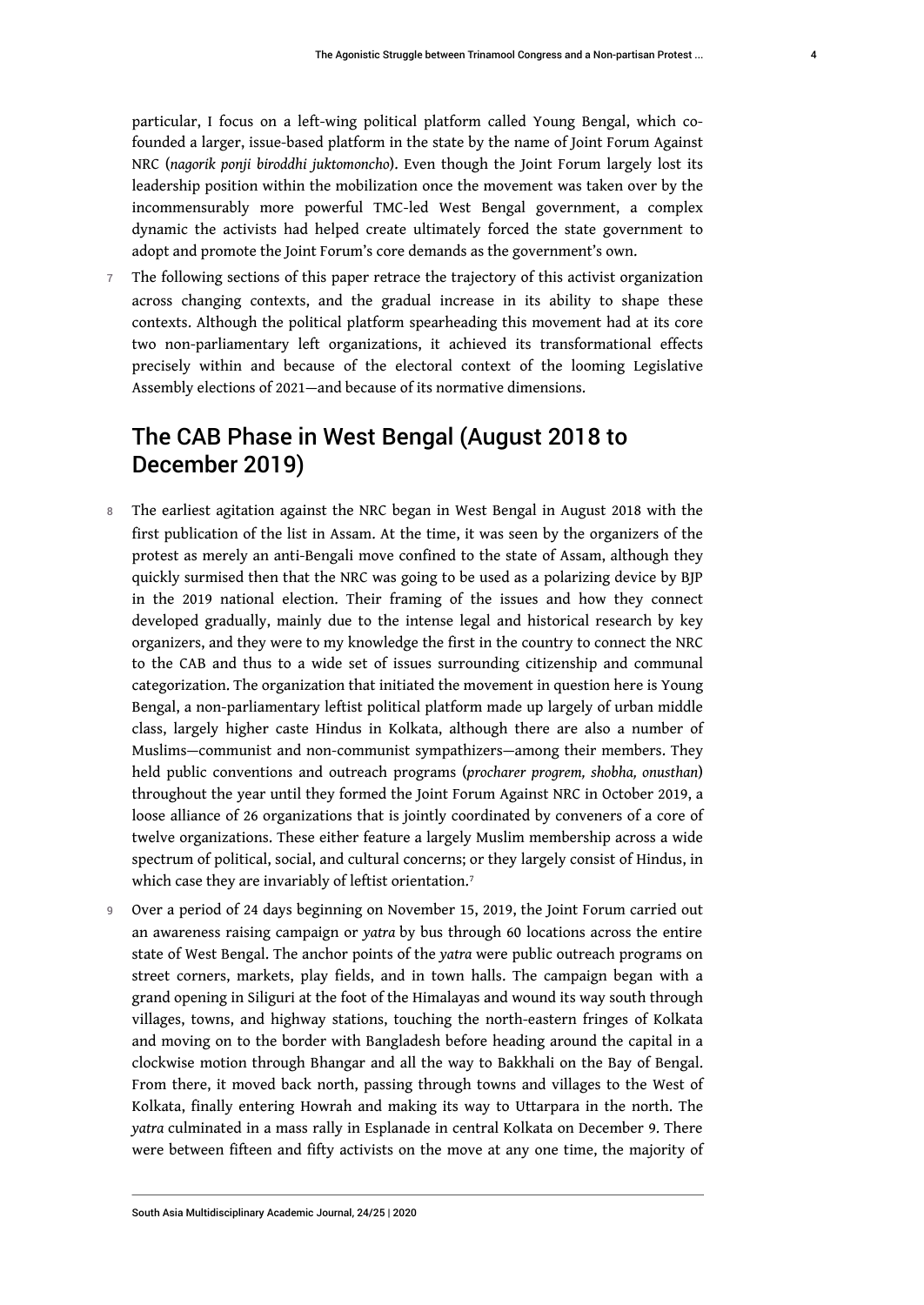particular, I focus on a left-wing political platform called Young Bengal, which co-founded a larger, issue-based platform in the state by the name of Joint Forum Against NRC (*nagorik ponji biroddhi juktomoncho*). Even though the Joint Forum largely lost its leadership position within the mobilization once the movement was taken over by the incommensurably more powerful TMC-led West Bengal government, a complex dynamic the activists had helped create ultimately forced the state government to adopt and promote the Joint Forum's core demands as the government's own.

7 The following sections of this paper retrace the trajectory of this activist organization across changing contexts, and the gradual increase in its ability to shape these contexts. Although the political platform spearheading this movement had at its core two non-parliamentary left organizations, it achieved its transformational effects precisely within and because of the electoral context of the looming Legislative Assembly elections of 2021—and because of its normative dimensions.

## The CAB Phase in West Bengal (August 2018 to December 2019)

8 The earliest agitation against the NRC began in West Bengal in August 2018 with the first publication of the list in Assam. At the time, it was seen by the organizers of the protest as merely an anti-Bengali move confined to the state of Assam, although they quickly surmised then that the NRC was going to be used as a polarizing device by BJP in the 2019 national election. Their framing of the issues and how they connect developed gradually, mainly due to the intense legal and historical research by key organizers, and they were to my knowledge the first in the country to connect the NRC to the CAB and thus to a wide set of issues surrounding citizenship and communal categorization. The organization that initiated the movement in question here is Young Bengal, a non-parliamentary leftist political platform made up largely of urban middle class, largely higher caste Hindus in Kolkata, although there are also a number of Muslims—communist and non-communist sympathizers—among their members. They held public conventions and outreach programs (*procharer progrem, shobha, onusthan*) throughout the year until they formed the Joint Forum Against NRC in October 2019, a loose alliance of 26 organizations that is jointly coordinated by conveners of a core of twelve organizations. These either feature a largely Muslim membership across a wide spectrum of political, social, and cultural concerns; or they largely consist of Hindus, in which case they are invariably of leftist orientation.[7]

9 Over a period of 24 days beginning on November 15, 2019, the Joint Forum carried out an awareness raising campaign or *yatra* by bus through 60 locations across the entire state of West Bengal. The anchor points of the *yatra* were public outreach programs on street corners, markets, play fields, and in town halls. The campaign began with a grand opening in Siliguri at the foot of the Himalayas and wound its way south through villages, towns, and highway stations, touching the north-eastern fringes of Kolkata and moving on to the border with Bangladesh before heading around the capital in a clockwise motion through Bhangar and all the way to Bakkhali on the Bay of Bengal. From there, it moved back north, passing through towns and villages to the West of Kolkata, finally entering Howrah and making its way to Uttarpara in the north. The *yatra* culminated in a mass rally in Esplanade in central Kolkata on December 9. There were between fifteen and fifty activists on the move at any one time, the majority of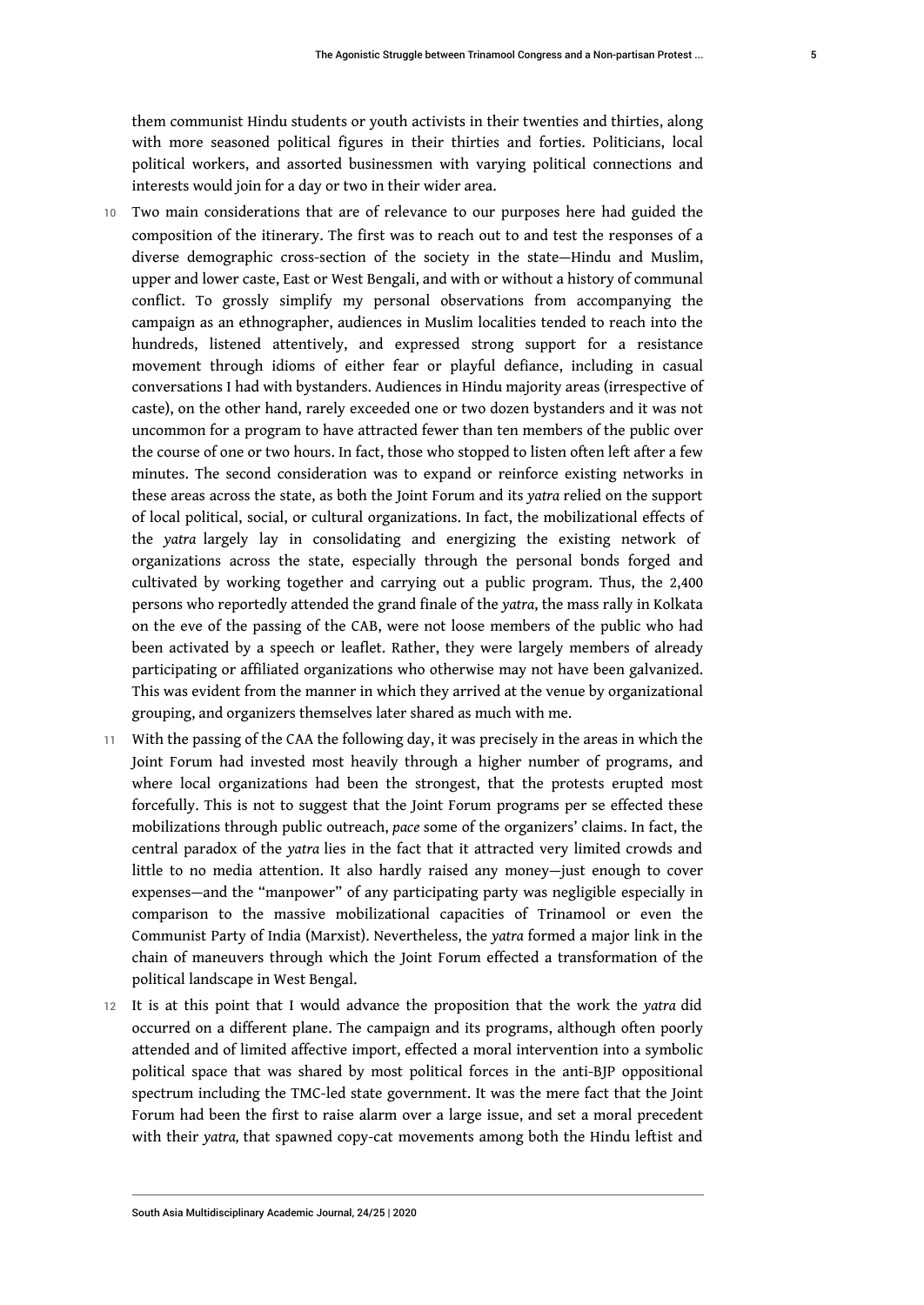them communist Hindu students or youth activists in their twenties and thirties, along with more seasoned political figures in their thirties and forties. Politicians, local political workers, and assorted businessmen with varying political connections and interests would join for a day or two in their wider area.

10 Two main considerations that are of relevance to our purposes here had guided the composition of the itinerary. The first was to reach out to and test the responses of a diverse demographic cross-section of the society in the state—Hindu and Muslim, upper and lower caste, East or West Bengali, and with or without a history of communal conflict. To grossly simplify my personal observations from accompanying the campaign as an ethnographer, audiences in Muslim localities tended to reach into the hundreds, listened attentively, and expressed strong support for a resistance movement through idioms of either fear or playful defiance, including in casual conversations I had with bystanders. Audiences in Hindu majority areas (irrespective of caste), on the other hand, rarely exceeded one or two dozen bystanders and it was not uncommon for a program to have attracted fewer than ten members of the public over the course of one or two hours. In fact, those who stopped to listen often left after a few minutes. The second consideration was to expand or reinforce existing networks in these areas across the state, as both the Joint Forum and its *yatra* relied on the support of local political, social, or cultural organizations. In fact, the mobilizational effects of the *yatra* largely lay in consolidating and energizing the existing network of organizations across the state, especially through the personal bonds forged and cultivated by working together and carrying out a public program. Thus, the 2,400 persons who reportedly attended the grand finale of the *yatra*, the mass rally in Kolkata on the eve of the passing of the CAB, were not loose members of the public who had been activated by a speech or leaflet. Rather, they were largely members of already participating or affiliated organizations who otherwise may not have been galvanized. This was evident from the manner in which they arrived at the venue by organizational grouping, and organizers themselves later shared as much with me.

11 With the passing of the CAA the following day, it was precisely in the areas in which the Joint Forum had invested most heavily through a higher number of programs, and where local organizations had been the strongest, that the protests erupted most forcefully. This is not to suggest that the Joint Forum programs per se effected these mobilizations through public outreach, *pace* some of the organizers' claims. In fact, the central paradox of the *yatra* lies in the fact that it attracted very limited crowds and little to no media attention. It also hardly raised any money—just enough to cover expenses—and the "manpower" of any participating party was negligible especially in comparison to the massive mobilizational capacities of Trinamool or even the Communist Party of India (Marxist). Nevertheless, the *yatra* formed a major link in the chain of maneuvers through which the Joint Forum effected a transformation of the political landscape in West Bengal.

12 It is at this point that I would advance the proposition that the work the *yatra* did occurred on a different plane. The campaign and its programs, although often poorly attended and of limited affective import, effected a moral intervention into a symbolic political space that was shared by most political forces in the anti-BJP oppositional spectrum including the TMC-led state government. It was the mere fact that the Joint Forum had been the first to raise alarm over a large issue, and set a moral precedent with their *yatra,* that spawned copy-cat movements among both the Hindu leftist and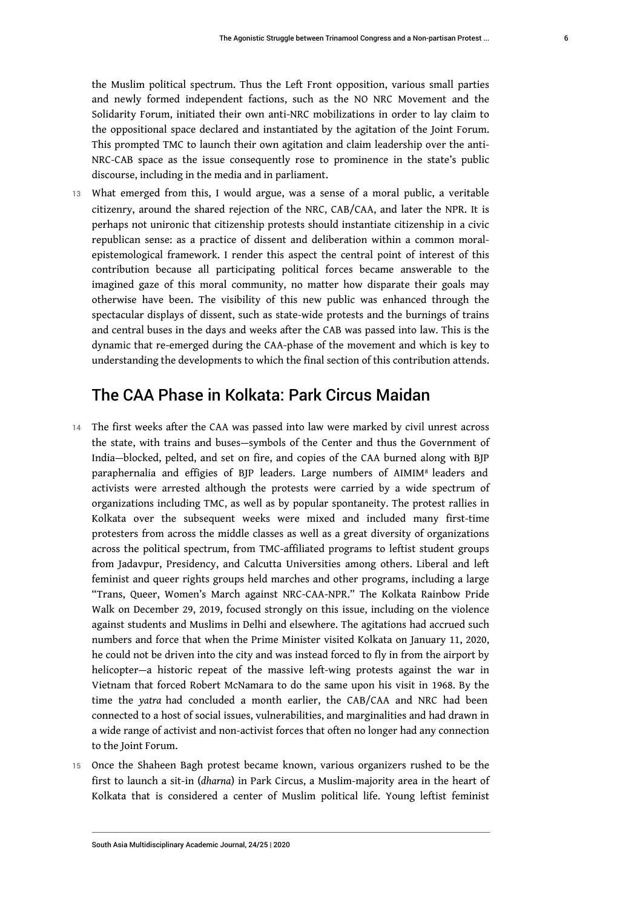the Muslim political spectrum. Thus the Left Front opposition, various small parties and newly formed independent factions, such as the NO NRC Movement and the Solidarity Forum, initiated their own anti-NRC mobilizations in order to lay claim to the oppositional space declared and instantiated by the agitation of the Joint Forum. This prompted TMC to launch their own agitation and claim leadership over the anti-NRC-CAB space as the issue consequently rose to prominence in the state's public discourse, including in the media and in parliament.

13 What emerged from this, I would argue, was a sense of a moral public, a veritable citizenry, around the shared rejection of the NRC, CAB/CAA, and later the NPR. It is perhaps not unironic that citizenship protests should instantiate citizenship in a civic republican sense: as a practice of dissent and deliberation within a common moral-epistemological framework. I render this aspect the central point of interest of this contribution because all participating political forces became answerable to the imagined gaze of this moral community, no matter how disparate their goals may otherwise have been. The visibility of this new public was enhanced through the spectacular displays of dissent, such as state-wide protests and the burnings of trains and central buses in the days and weeks after the CAB was passed into law. This is the dynamic that re-emerged during the CAA-phase of the movement and which is key to understanding the developments to which the final section of this contribution attends.

## The CAA Phase in Kolkata: Park Circus Maidan

14 The first weeks after the CAA was passed into law were marked by civil unrest across the state, with trains and buses—symbols of the Center and thus the Government of India—blocked, pelted, and set on fire, and copies of the CAA burned along with BJP paraphernalia and effigies of BJP leaders. Large numbers of AIMIM[8] leaders and activists were arrested although the protests were carried by a wide spectrum of organizations including TMC, as well as by popular spontaneity. The protest rallies in Kolkata over the subsequent weeks were mixed and included many first-time protesters from across the middle classes as well as a great diversity of organizations across the political spectrum, from TMC-affiliated programs to leftist student groups from Jadavpur, Presidency, and Calcutta Universities among others. Liberal and left feminist and queer rights groups held marches and other programs, including a large "Trans, Queer, Women's March against NRC-CAA-NPR." The Kolkata Rainbow Pride Walk on December 29, 2019, focused strongly on this issue, including on the violence against students and Muslims in Delhi and elsewhere. The agitations had accrued such numbers and force that when the Prime Minister visited Kolkata on January 11, 2020, he could not be driven into the city and was instead forced to fly in from the airport by helicopter—a historic repeat of the massive left-wing protests against the war in Vietnam that forced Robert McNamara to do the same upon his visit in 1968. By the time the *yatra* had concluded a month earlier, the CAB/CAA and NRC had been connected to a host of social issues, vulnerabilities, and marginalities and had drawn in a wide range of activist and non-activist forces that often no longer had any connection to the Joint Forum.

15 Once the Shaheen Bagh protest became known, various organizers rushed to be the first to launch a sit-in (*dharna*) in Park Circus, a Muslim-majority area in the heart of Kolkata that is considered a center of Muslim political life. Young leftist feminist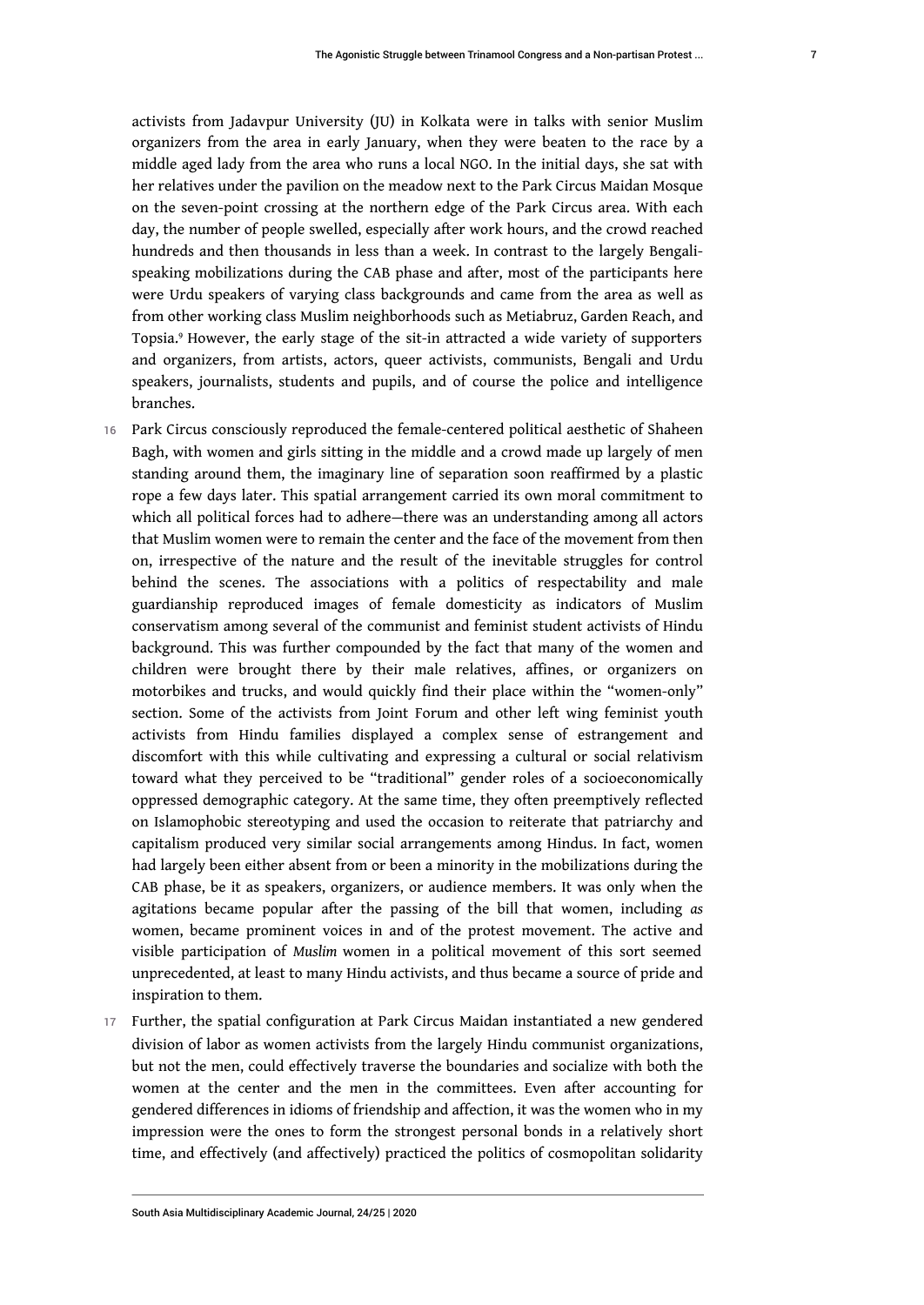activists from Jadavpur University (JU) in Kolkata were in talks with senior Muslim organizers from the area in early January, when they were beaten to the race by a middle aged lady from the area who runs a local NGO. In the initial days, she sat with her relatives under the pavilion on the meadow next to the Park Circus Maidan Mosque on the seven-point crossing at the northern edge of the Park Circus area. With each day, the number of people swelled, especially after work hours, and the crowd reached hundreds and then thousands in less than a week. In contrast to the largely Bengali-speaking mobilizations during the CAB phase and after, most of the participants here were Urdu speakers of varying class backgrounds and came from the area as well as from other working class Muslim neighborhoods such as Metiabruz, Garden Reach, and Topsia.[9] However, the early stage of the sit-in attracted a wide variety of supporters and organizers, from artists, actors, queer activists, communists, Bengali and Urdu speakers, journalists, students and pupils, and of course the police and intelligence branches.

16 Park Circus consciously reproduced the female-centered political aesthetic of Shaheen Bagh, with women and girls sitting in the middle and a crowd made up largely of men standing around them, the imaginary line of separation soon reaffirmed by a plastic rope a few days later. This spatial arrangement carried its own moral commitment to which all political forces had to adhere—there was an understanding among all actors that Muslim women were to remain the center and the face of the movement from then on, irrespective of the nature and the result of the inevitable struggles for control behind the scenes. The associations with a politics of respectability and male guardianship reproduced images of female domesticity as indicators of Muslim conservatism among several of the communist and feminist student activists of Hindu background. This was further compounded by the fact that many of the women and children were brought there by their male relatives, affines, or organizers on motorbikes and trucks, and would quickly find their place within the "women-only" section. Some of the activists from Joint Forum and other left wing feminist youth activists from Hindu families displayed a complex sense of estrangement and discomfort with this while cultivating and expressing a cultural or social relativism toward what they perceived to be "traditional" gender roles of a socioeconomically oppressed demographic category. At the same time, they often preemptively reflected on Islamophobic stereotyping and used the occasion to reiterate that patriarchy and capitalism produced very similar social arrangements among Hindus. In fact, women had largely been either absent from or been a minority in the mobilizations during the CAB phase, be it as speakers, organizers, or audience members. It was only when the agitations became popular after the passing of the bill that women, including *as* women, became prominent voices in and of the protest movement. The active and visible participation of *Muslim* women in a political movement of this sort seemed unprecedented, at least to many Hindu activists, and thus became a source of pride and inspiration to them.

17 Further, the spatial configuration at Park Circus Maidan instantiated a new gendered division of labor as women activists from the largely Hindu communist organizations, but not the men, could effectively traverse the boundaries and socialize with both the women at the center and the men in the committees. Even after accounting for gendered differences in idioms of friendship and affection, it was the women who in my impression were the ones to form the strongest personal bonds in a relatively short time, and effectively (and affectively) practiced the politics of cosmopolitan solidarity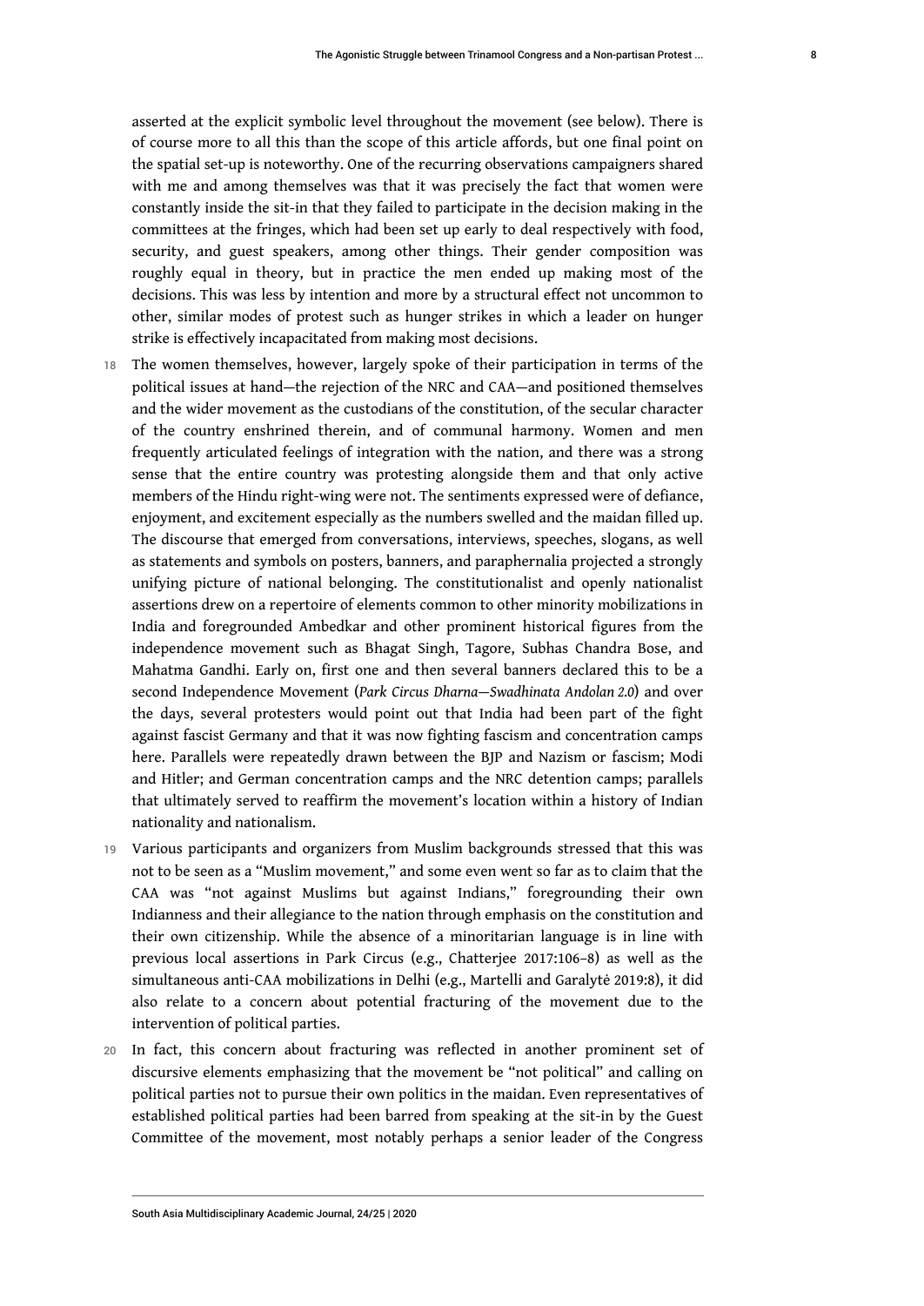asserted at the explicit symbolic level throughout the movement (see below). There is of course more to all this than the scope of this article affords, but one final point on the spatial set-up is noteworthy. One of the recurring observations campaigners shared with me and among themselves was that it was precisely the fact that women were constantly inside the sit-in that they failed to participate in the decision making in the committees at the fringes, which had been set up early to deal respectively with food, security, and guest speakers, among other things. Their gender composition was roughly equal in theory, but in practice the men ended up making most of the decisions. This was less by intention and more by a structural effect not uncommon to other, similar modes of protest such as hunger strikes in which a leader on hunger strike is effectively incapacitated from making most decisions.

18 The women themselves, however, largely spoke of their participation in terms of the political issues at hand—the rejection of the NRC and CAA—and positioned themselves and the wider movement as the custodians of the constitution, of the secular character of the country enshrined therein, and of communal harmony. Women and men frequently articulated feelings of integration with the nation, and there was a strong sense that the entire country was protesting alongside them and that only active members of the Hindu right-wing were not. The sentiments expressed were of defiance, enjoyment, and excitement especially as the numbers swelled and the maidan filled up. The discourse that emerged from conversations, interviews, speeches, slogans, as well as statements and symbols on posters, banners, and paraphernalia projected a strongly unifying picture of national belonging. The constitutionalist and openly nationalist assertions drew on a repertoire of elements common to other minority mobilizations in India and foregrounded Ambedkar and other prominent historical figures from the independence movement such as Bhagat Singh, Tagore, Subhas Chandra Bose, and Mahatma Gandhi. Early on, first one and then several banners declared this to be a second Independence Movement (*Park Circus Dharna—Swadhinata Andolan 2.0*) and over the days, several protesters would point out that India had been part of the fight against fascist Germany and that it was now fighting fascism and concentration camps here. Parallels were repeatedly drawn between the BJP and Nazism or fascism; Modi and Hitler; and German concentration camps and the NRC detention camps; parallels that ultimately served to reaffirm the movement's location within a history of Indian nationality and nationalism.

19 Various participants and organizers from Muslim backgrounds stressed that this was not to be seen as a "Muslim movement," and some even went so far as to claim that the CAA was "not against Muslims but against Indians," foregrounding their own Indianness and their allegiance to the nation through emphasis on the constitution and their own citizenship. While the absence of a minoritarian language is in line with previous local assertions in Park Circus (e.g., Chatterjee 2017:106–8) as well as the simultaneous anti-CAA mobilizations in Delhi (e.g., Martelli and Garalytė 2019:8), it did also relate to a concern about potential fracturing of the movement due to the intervention of political parties.

20 In fact, this concern about fracturing was reflected in another prominent set of discursive elements emphasizing that the movement be "not political" and calling on political parties not to pursue their own politics in the maidan. Even representatives of established political parties had been barred from speaking at the sit-in by the Guest Committee of the movement, most notably perhaps a senior leader of the Congress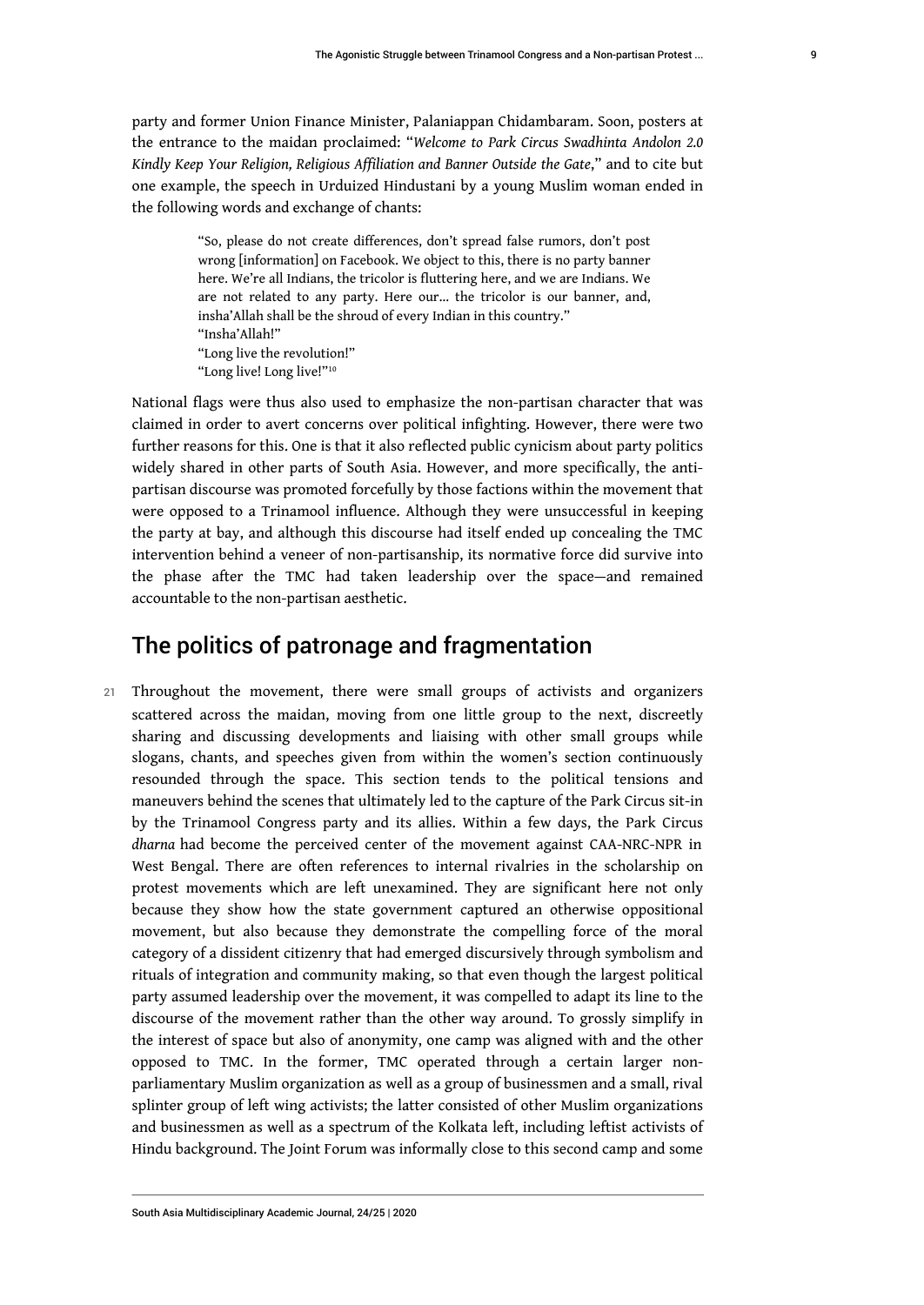party and former Union Finance Minister, Palaniappan Chidambaram. Soon, posters at the entrance to the maidan proclaimed: "*Welcome to Park Circus Swadhinta Andolon 2.0 Kindly Keep Your Religion, Religious Affiliation and Banner Outside the Gate*," and to cite but one example, the speech in Urduized Hindustani by a young Muslim woman ended in the following words and exchange of chants:

> "So, please do not create differences, don't spread false rumors, don't post wrong [information] on Facebook. We object to this, there is no party banner here. We're all Indians, the tricolor is fluttering here, and we are Indians. We are not related to any party. Here our... the tricolor is our banner, and, insha'Allah shall be the shroud of every Indian in this country."
> "Insha'Allah!"
> "Long live the revolution!"
> "Long live! Long live!"[10]

National flags were thus also used to emphasize the non-partisan character that was claimed in order to avert concerns over political infighting. However, there were two further reasons for this. One is that it also reflected public cynicism about party politics widely shared in other parts of South Asia. However, and more specifically, the anti-partisan discourse was promoted forcefully by those factions within the movement that were opposed to a Trinamool influence. Although they were unsuccessful in keeping the party at bay, and although this discourse had itself ended up concealing the TMC intervention behind a veneer of non-partisanship, its normative force did survive into the phase after the TMC had taken leadership over the space—and remained accountable to the non-partisan aesthetic.

## The politics of patronage and fragmentation

21 Throughout the movement, there were small groups of activists and organizers scattered across the maidan, moving from one little group to the next, discreetly sharing and discussing developments and liaising with other small groups while slogans, chants, and speeches given from within the women's section continuously resounded through the space. This section tends to the political tensions and maneuvers behind the scenes that ultimately led to the capture of the Park Circus sit-in by the Trinamool Congress party and its allies. Within a few days, the Park Circus *dharna* had become the perceived center of the movement against CAA-NRC-NPR in West Bengal. There are often references to internal rivalries in the scholarship on protest movements which are left unexamined. They are significant here not only because they show how the state government captured an otherwise oppositional movement, but also because they demonstrate the compelling force of the moral category of a dissident citizenry that had emerged discursively through symbolism and rituals of integration and community making, so that even though the largest political party assumed leadership over the movement, it was compelled to adapt its line to the discourse of the movement rather than the other way around. To grossly simplify in the interest of space but also of anonymity, one camp was aligned with and the other opposed to TMC. In the former, TMC operated through a certain larger non-parliamentary Muslim organization as well as a group of businessmen and a small, rival splinter group of left wing activists; the latter consisted of other Muslim organizations and businessmen as well as a spectrum of the Kolkata left, including leftist activists of Hindu background. The Joint Forum was informally close to this second camp and some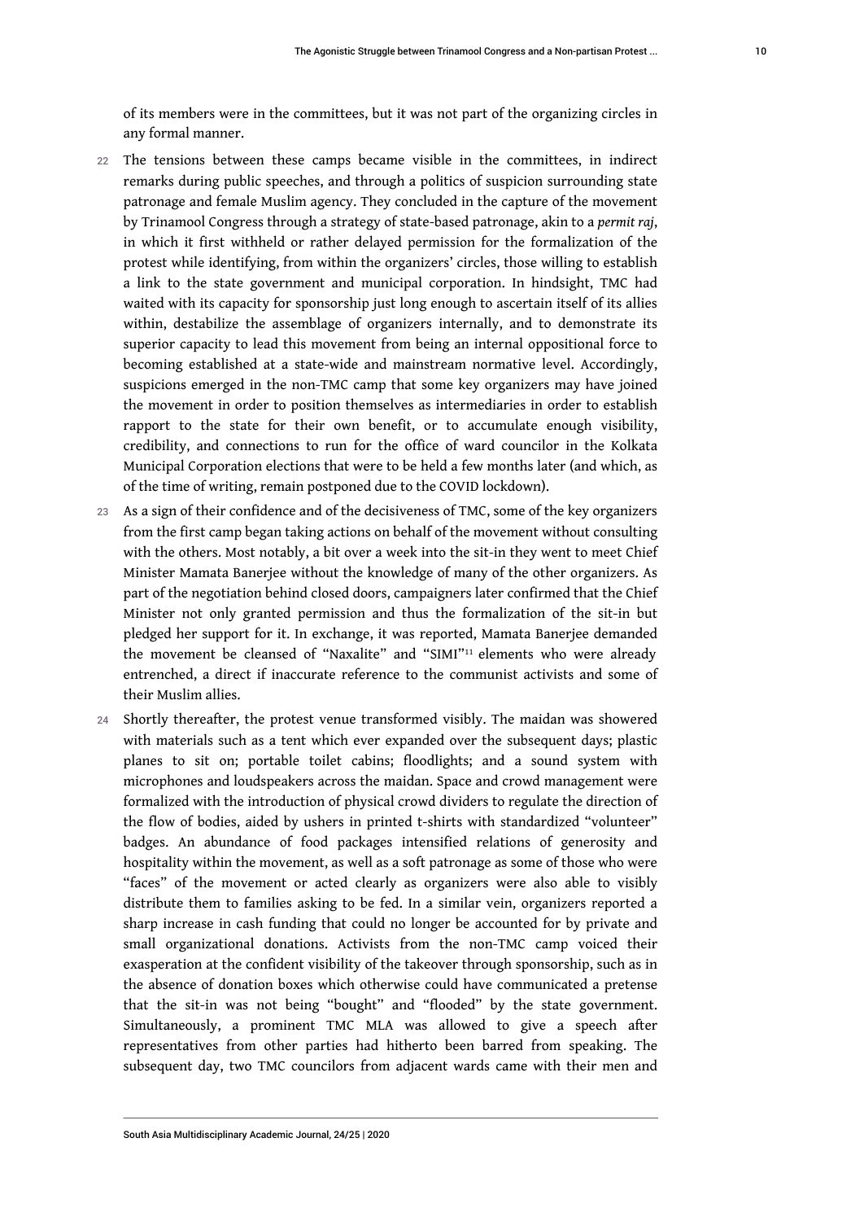of its members were in the committees, but it was not part of the organizing circles in any formal manner.

22 The tensions between these camps became visible in the committees, in indirect remarks during public speeches, and through a politics of suspicion surrounding state patronage and female Muslim agency. They concluded in the capture of the movement by Trinamool Congress through a strategy of state-based patronage, akin to a *permit raj*, in which it first withheld or rather delayed permission for the formalization of the protest while identifying, from within the organizers' circles, those willing to establish a link to the state government and municipal corporation. In hindsight, TMC had waited with its capacity for sponsorship just long enough to ascertain itself of its allies within, destabilize the assemblage of organizers internally, and to demonstrate its superior capacity to lead this movement from being an internal oppositional force to becoming established at a state-wide and mainstream normative level. Accordingly, suspicions emerged in the non-TMC camp that some key organizers may have joined the movement in order to position themselves as intermediaries in order to establish rapport to the state for their own benefit, or to accumulate enough visibility, credibility, and connections to run for the office of ward councilor in the Kolkata Municipal Corporation elections that were to be held a few months later (and which, as of the time of writing, remain postponed due to the COVID lockdown).

23 As a sign of their confidence and of the decisiveness of TMC, some of the key organizers from the first camp began taking actions on behalf of the movement without consulting with the others. Most notably, a bit over a week into the sit-in they went to meet Chief Minister Mamata Banerjee without the knowledge of many of the other organizers. As part of the negotiation behind closed doors, campaigners later confirmed that the Chief Minister not only granted permission and thus the formalization of the sit-in but pledged her support for it. In exchange, it was reported, Mamata Banerjee demanded the movement be cleansed of "Naxalite" and "SIMI"[11] elements who were already entrenched, a direct if inaccurate reference to the communist activists and some of their Muslim allies.

24 Shortly thereafter, the protest venue transformed visibly. The maidan was showered with materials such as a tent which ever expanded over the subsequent days; plastic planes to sit on; portable toilet cabins; floodlights; and a sound system with microphones and loudspeakers across the maidan. Space and crowd management were formalized with the introduction of physical crowd dividers to regulate the direction of the flow of bodies, aided by ushers in printed t-shirts with standardized "volunteer" badges. An abundance of food packages intensified relations of generosity and hospitality within the movement, as well as a soft patronage as some of those who were "faces" of the movement or acted clearly as organizers were also able to visibly distribute them to families asking to be fed. In a similar vein, organizers reported a sharp increase in cash funding that could no longer be accounted for by private and small organizational donations. Activists from the non-TMC camp voiced their exasperation at the confident visibility of the takeover through sponsorship, such as in the absence of donation boxes which otherwise could have communicated a pretense that the sit-in was not being "bought" and "flooded" by the state government. Simultaneously, a prominent TMC MLA was allowed to give a speech after representatives from other parties had hitherto been barred from speaking. The subsequent day, two TMC councilors from adjacent wards came with their men and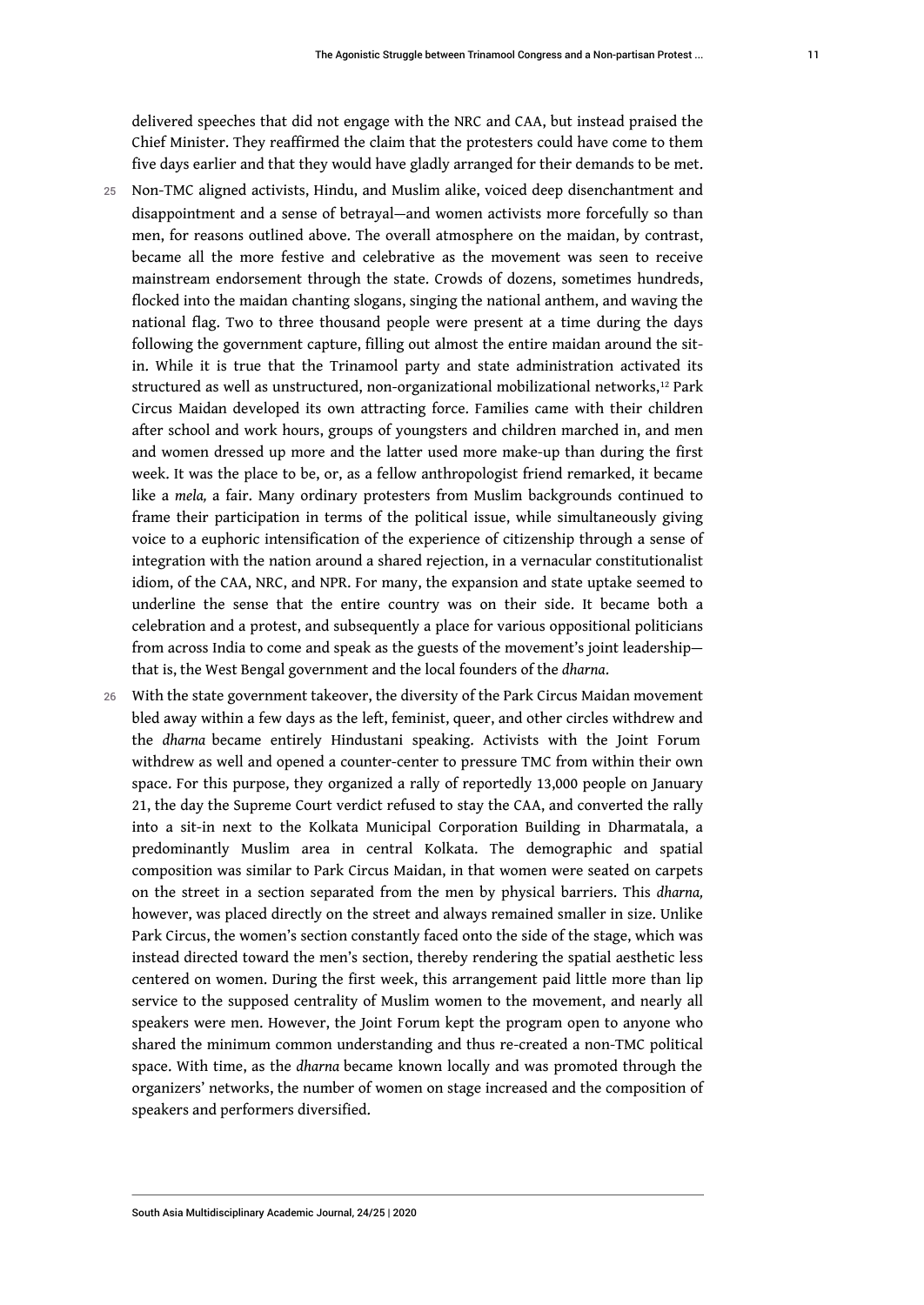delivered speeches that did not engage with the NRC and CAA, but instead praised the Chief Minister. They reaffirmed the claim that the protesters could have come to them five days earlier and that they would have gladly arranged for their demands to be met.

25 Non-TMC aligned activists, Hindu, and Muslim alike, voiced deep disenchantment and disappointment and a sense of betrayal—and women activists more forcefully so than men, for reasons outlined above. The overall atmosphere on the maidan, by contrast, became all the more festive and celebrative as the movement was seen to receive mainstream endorsement through the state. Crowds of dozens, sometimes hundreds, flocked into the maidan chanting slogans, singing the national anthem, and waving the national flag. Two to three thousand people were present at a time during the days following the government capture, filling out almost the entire maidan around the sit-in. While it is true that the Trinamool party and state administration activated its structured as well as unstructured, non-organizational mobilizational networks,[12] Park Circus Maidan developed its own attracting force. Families came with their children after school and work hours, groups of youngsters and children marched in, and men and women dressed up more and the latter used more make-up than during the first week. It was the place to be, or, as a fellow anthropologist friend remarked, it became like a *mela,* a fair. Many ordinary protesters from Muslim backgrounds continued to frame their participation in terms of the political issue, while simultaneously giving voice to a euphoric intensification of the experience of citizenship through a sense of integration with the nation around a shared rejection, in a vernacular constitutionalist idiom, of the CAA, NRC, and NPR. For many, the expansion and state uptake seemed to underline the sense that the entire country was on their side. It became both a celebration and a protest, and subsequently a place for various oppositional politicians from across India to come and speak as the guests of the movement's joint leadership—that is, the West Bengal government and the local founders of the *dharna*.

26 With the state government takeover, the diversity of the Park Circus Maidan movement bled away within a few days as the left, feminist, queer, and other circles withdrew and the *dharna* became entirely Hindustani speaking. Activists with the Joint Forum withdrew as well and opened a counter-center to pressure TMC from within their own space. For this purpose, they organized a rally of reportedly 13,000 people on January 21, the day the Supreme Court verdict refused to stay the CAA, and converted the rally into a sit-in next to the Kolkata Municipal Corporation Building in Dharmatala, a predominantly Muslim area in central Kolkata. The demographic and spatial composition was similar to Park Circus Maidan, in that women were seated on carpets on the street in a section separated from the men by physical barriers. This *dharna,* however, was placed directly on the street and always remained smaller in size. Unlike Park Circus, the women's section constantly faced onto the side of the stage, which was instead directed toward the men's section, thereby rendering the spatial aesthetic less centered on women. During the first week, this arrangement paid little more than lip service to the supposed centrality of Muslim women to the movement, and nearly all speakers were men. However, the Joint Forum kept the program open to anyone who shared the minimum common understanding and thus re-created a non-TMC political space. With time, as the *dharna* became known locally and was promoted through the organizers' networks, the number of women on stage increased and the composition of speakers and performers diversified.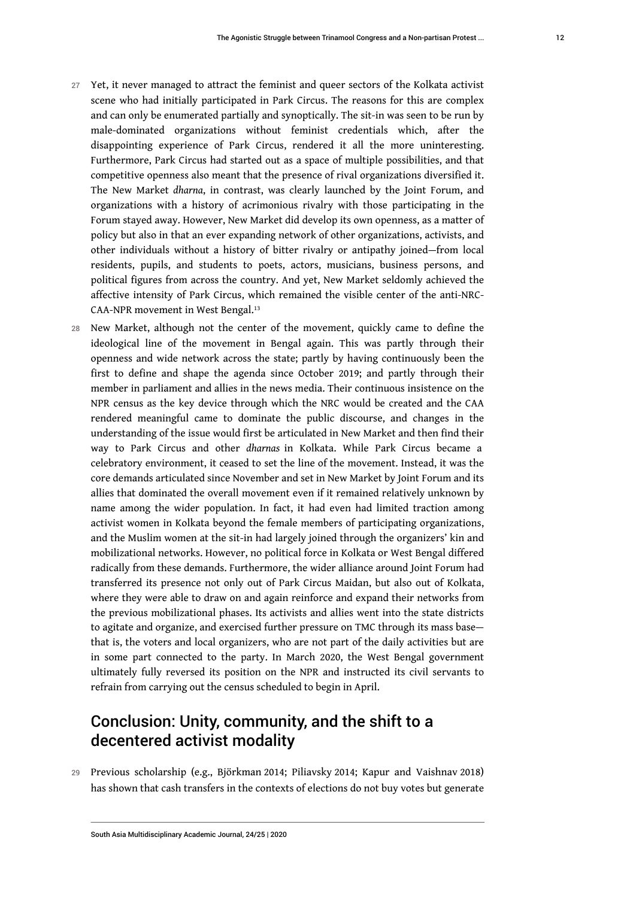27 Yet, it never managed to attract the feminist and queer sectors of the Kolkata activist scene who had initially participated in Park Circus. The reasons for this are complex and can only be enumerated partially and synoptically. The sit-in was seen to be run by male-dominated organizations without feminist credentials which, after the disappointing experience of Park Circus, rendered it all the more uninteresting. Furthermore, Park Circus had started out as a space of multiple possibilities, and that competitive openness also meant that the presence of rival organizations diversified it. The New Market *dharna*, in contrast, was clearly launched by the Joint Forum, and organizations with a history of acrimonious rivalry with those participating in the Forum stayed away. However, New Market did develop its own openness, as a matter of policy but also in that an ever expanding network of other organizations, activists, and other individuals without a history of bitter rivalry or antipathy joined—from local residents, pupils, and students to poets, actors, musicians, business persons, and political figures from across the country. And yet, New Market seldomly achieved the affective intensity of Park Circus, which remained the visible center of the anti-NRC-CAA-NPR movement in West Bengal.[13]

28 New Market, although not the center of the movement, quickly came to define the ideological line of the movement in Bengal again. This was partly through their openness and wide network across the state; partly by having continuously been the first to define and shape the agenda since October 2019; and partly through their member in parliament and allies in the news media. Their continuous insistence on the NPR census as the key device through which the NRC would be created and the CAA rendered meaningful came to dominate the public discourse, and changes in the understanding of the issue would first be articulated in New Market and then find their way to Park Circus and other *dharnas* in Kolkata. While Park Circus became a celebratory environment, it ceased to set the line of the movement. Instead, it was the core demands articulated since November and set in New Market by Joint Forum and its allies that dominated the overall movement even if it remained relatively unknown by name among the wider population. In fact, it had even had limited traction among activist women in Kolkata beyond the female members of participating organizations, and the Muslim women at the sit-in had largely joined through the organizers' kin and mobilizational networks. However, no political force in Kolkata or West Bengal differed radically from these demands. Furthermore, the wider alliance around Joint Forum had transferred its presence not only out of Park Circus Maidan, but also out of Kolkata, where they were able to draw on and again reinforce and expand their networks from the previous mobilizational phases. Its activists and allies went into the state districts to agitate and organize, and exercised further pressure on TMC through its mass base—that is, the voters and local organizers, who are not part of the daily activities but are in some part connected to the party. In March 2020, the West Bengal government ultimately fully reversed its position on the NPR and instructed its civil servants to refrain from carrying out the census scheduled to begin in April.

## Conclusion: Unity, community, and the shift to a decentered activist modality

29 Previous scholarship (e.g., Björkman 2014; Piliavsky 2014; Kapur and Vaishnav 2018) has shown that cash transfers in the contexts of elections do not buy votes but generate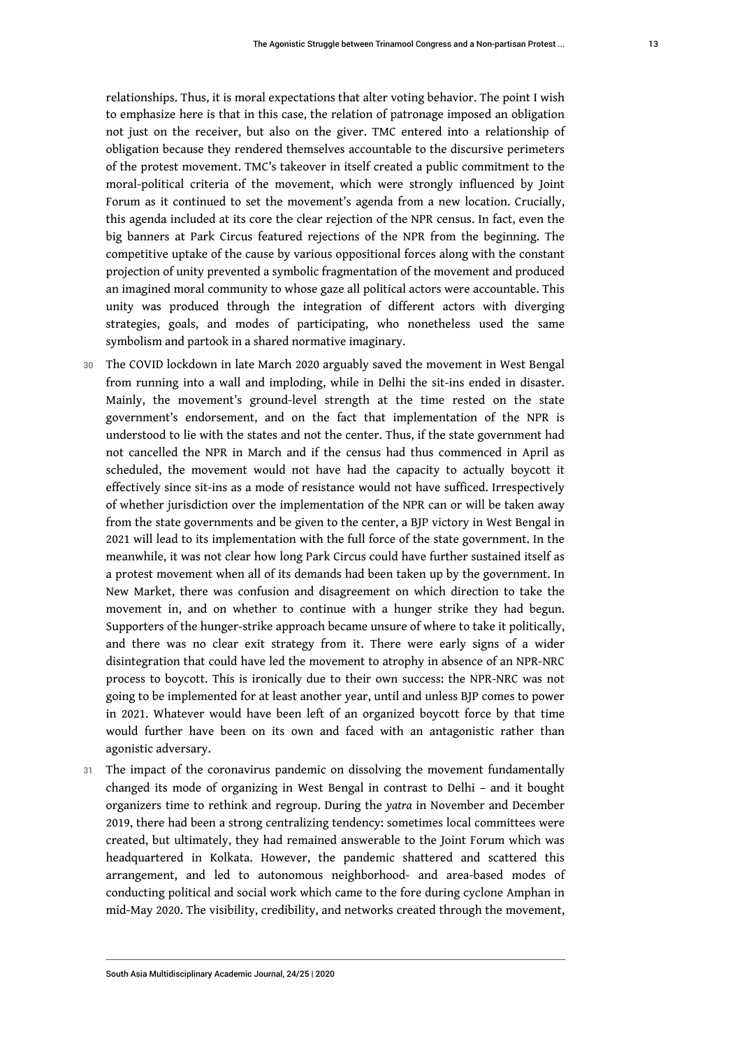relationships. Thus, it is moral expectations that alter voting behavior. The point I wish to emphasize here is that in this case, the relation of patronage imposed an obligation not just on the receiver, but also on the giver. TMC entered into a relationship of obligation because they rendered themselves accountable to the discursive perimeters of the protest movement. TMC's takeover in itself created a public commitment to the moral-political criteria of the movement, which were strongly influenced by Joint Forum as it continued to set the movement's agenda from a new location. Crucially, this agenda included at its core the clear rejection of the NPR census. In fact, even the big banners at Park Circus featured rejections of the NPR from the beginning. The competitive uptake of the cause by various oppositional forces along with the constant projection of unity prevented a symbolic fragmentation of the movement and produced an imagined moral community to whose gaze all political actors were accountable. This unity was produced through the integration of different actors with diverging strategies, goals, and modes of participating, who nonetheless used the same symbolism and partook in a shared normative imaginary.

30 The COVID lockdown in late March 2020 arguably saved the movement in West Bengal from running into a wall and imploding, while in Delhi the sit-ins ended in disaster. Mainly, the movement's ground-level strength at the time rested on the state government's endorsement, and on the fact that implementation of the NPR is understood to lie with the states and not the center. Thus, if the state government had not cancelled the NPR in March and if the census had thus commenced in April as scheduled, the movement would not have had the capacity to actually boycott it effectively since sit-ins as a mode of resistance would not have sufficed. Irrespectively of whether jurisdiction over the implementation of the NPR can or will be taken away from the state governments and be given to the center, a BJP victory in West Bengal in 2021 will lead to its implementation with the full force of the state government. In the meanwhile, it was not clear how long Park Circus could have further sustained itself as a protest movement when all of its demands had been taken up by the government. In New Market, there was confusion and disagreement on which direction to take the movement in, and on whether to continue with a hunger strike they had begun. Supporters of the hunger-strike approach became unsure of where to take it politically, and there was no clear exit strategy from it. There were early signs of a wider disintegration that could have led the movement to atrophy in absence of an NPR-NRC process to boycott. This is ironically due to their own success: the NPR-NRC was not going to be implemented for at least another year, until and unless BJP comes to power in 2021. Whatever would have been left of an organized boycott force by that time would further have been on its own and faced with an antagonistic rather than agonistic adversary.

31 The impact of the coronavirus pandemic on dissolving the movement fundamentally changed its mode of organizing in West Bengal in contrast to Delhi – and it bought organizers time to rethink and regroup. During the *yatra* in November and December 2019, there had been a strong centralizing tendency: sometimes local committees were created, but ultimately, they had remained answerable to the Joint Forum which was headquartered in Kolkata. However, the pandemic shattered and scattered this arrangement, and led to autonomous neighborhood- and area-based modes of conducting political and social work which came to the fore during cyclone Amphan in mid-May 2020. The visibility, credibility, and networks created through the movement,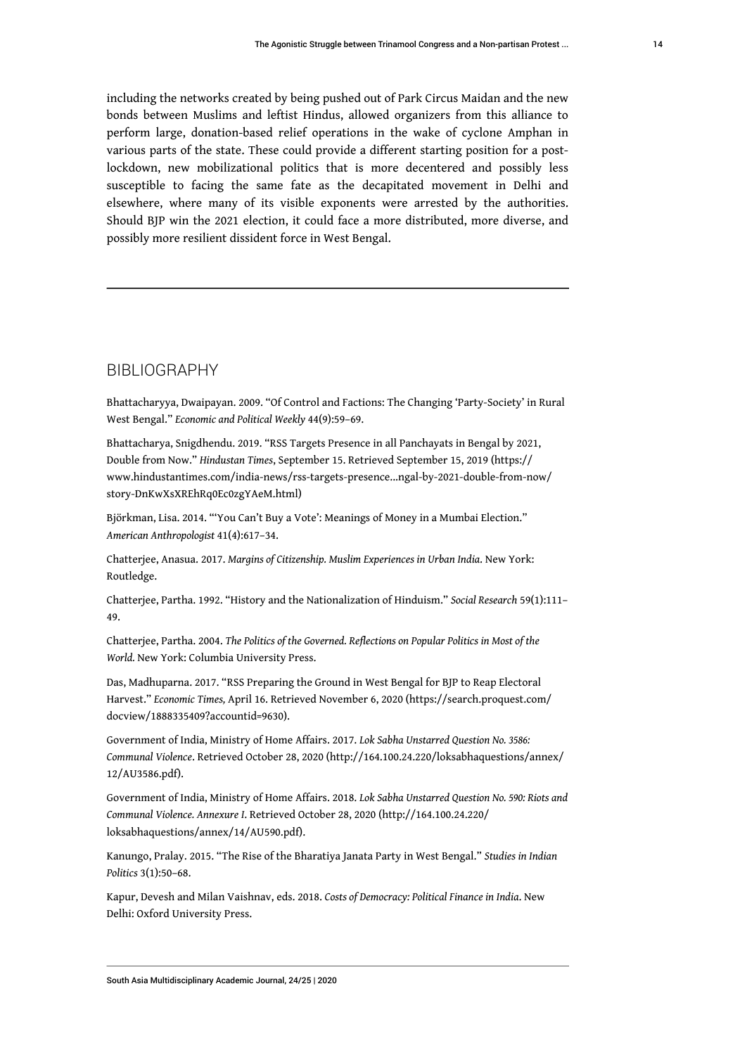including the networks created by being pushed out of Park Circus Maidan and the new bonds between Muslims and leftist Hindus, allowed organizers from this alliance to perform large, donation-based relief operations in the wake of cyclone Amphan in various parts of the state. These could provide a different starting position for a post-lockdown, new mobilizational politics that is more decentered and possibly less susceptible to facing the same fate as the decapitated movement in Delhi and elsewhere, where many of its visible exponents were arrested by the authorities. Should BJP win the 2021 election, it could face a more distributed, more diverse, and possibly more resilient dissident force in West Bengal.

---

## BIBLIOGRAPHY

Bhattacharyya, Dwaipayan. 2009. "Of Control and Factions: The Changing 'Party-Society' in Rural West Bengal." *Economic and Political Weekly* 44(9):59–69.

Bhattacharya, Snigdhendu. 2019. "RSS Targets Presence in all Panchayats in Bengal by 2021, Double from Now." *Hindustan Times*, September 15. Retrieved September 15, 2019 (https://www.hindustantimes.com/india-news/rss-targets-presence...ngal-by-2021-double-from-now/story-DnKwXsXREhRq0Ec0zgYAeM.html)

Björkman, Lisa. 2014. "'You Can't Buy a Vote': Meanings of Money in a Mumbai Election." *American Anthropologist* 41(4):617–34.

Chatterjee, Anasua. 2017. *Margins of Citizenship. Muslim Experiences in Urban India*. New York: Routledge.

Chatterjee, Partha. 1992. "History and the Nationalization of Hinduism." *Social Research* 59(1):111–49.

Chatterjee, Partha. 2004. *The Politics of the Governed. Reflections on Popular Politics in Most of the World.* New York: Columbia University Press.

Das, Madhuparna. 2017. "RSS Preparing the Ground in West Bengal for BJP to Reap Electoral Harvest." *Economic Times,* April 16. Retrieved November 6, 2020 (https://search.proquest.com/docview/1888335409?accountid=9630).

Government of India, Ministry of Home Affairs. 2017. *Lok Sabha Unstarred Question No. 3586: Communal Violence*. Retrieved October 28, 2020 (http://164.100.24.220/loksabhaquestions/annex/12/AU3586.pdf).

Government of India, Ministry of Home Affairs. 2018. *Lok Sabha Unstarred Question No. 590: Riots and Communal Violence. Annexure I*. Retrieved October 28, 2020 (http://164.100.24.220/loksabhaquestions/annex/14/AU590.pdf).

Kanungo, Pralay. 2015. "The Rise of the Bharatiya Janata Party in West Bengal." *Studies in Indian Politics* 3(1):50–68.

Kapur, Devesh and Milan Vaishnav, eds. 2018. *Costs of Democracy: Political Finance in India*. New Delhi: Oxford University Press.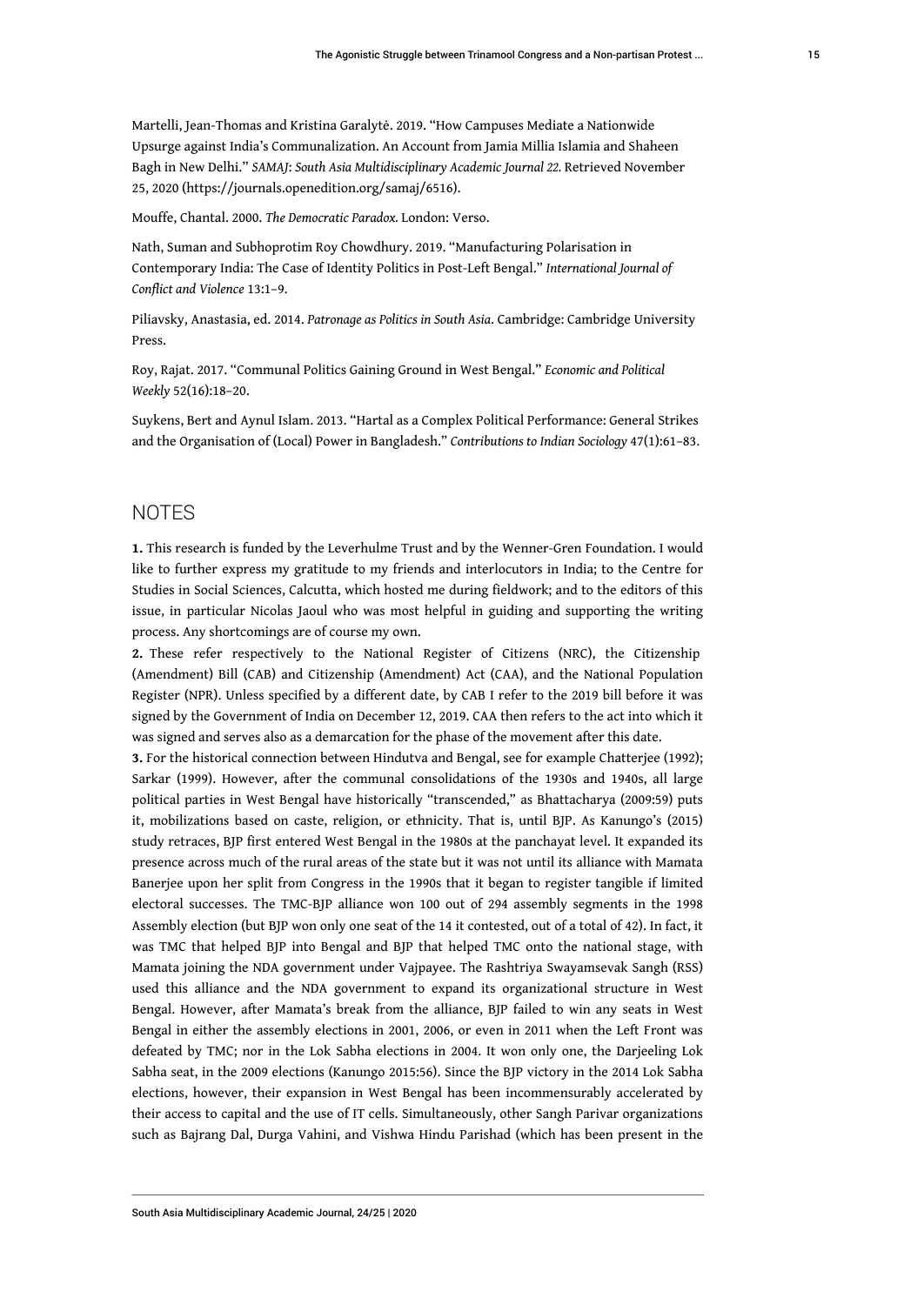Martelli, Jean-Thomas and Kristina Garalytė. 2019. "How Campuses Mediate a Nationwide Upsurge against India's Communalization. An Account from Jamia Millia Islamia and Shaheen Bagh in New Delhi." *SAMAJ: South Asia Multidisciplinary Academic Journal 22.* Retrieved November 25, 2020 (https://journals.openedition.org/samaj/6516).

Mouffe, Chantal. 2000. *The Democratic Paradox.* London: Verso.

Nath, Suman and Subhoprotim Roy Chowdhury. 2019. "Manufacturing Polarisation in Contemporary India: The Case of Identity Politics in Post-Left Bengal." *International Journal of Conflict and Violence* 13:1–9.

Piliavsky, Anastasia, ed. 2014. *Patronage as Politics in South Asia.* Cambridge: Cambridge University Press.

Roy, Rajat. 2017. "Communal Politics Gaining Ground in West Bengal." *Economic and Political Weekly* 52(16):18–20.

Suykens, Bert and Aynul Islam. 2013. "Hartal as a Complex Political Performance: General Strikes and the Organisation of (Local) Power in Bangladesh." *Contributions to Indian Sociology* 47(1):61–83.

## NOTES

**1.** This research is funded by the Leverhulme Trust and by the Wenner-Gren Foundation. I would like to further express my gratitude to my friends and interlocutors in India; to the Centre for Studies in Social Sciences, Calcutta, which hosted me during fieldwork; and to the editors of this issue, in particular Nicolas Jaoul who was most helpful in guiding and supporting the writing process. Any shortcomings are of course my own.

**2.** These refer respectively to the National Register of Citizens (NRC), the Citizenship (Amendment) Bill (CAB) and Citizenship (Amendment) Act (CAA), and the National Population Register (NPR). Unless specified by a different date, by CAB I refer to the 2019 bill before it was signed by the Government of India on December 12, 2019. CAA then refers to the act into which it was signed and serves also as a demarcation for the phase of the movement after this date.

**3.** For the historical connection between Hindutva and Bengal, see for example Chatterjee (1992); Sarkar (1999). However, after the communal consolidations of the 1930s and 1940s, all large political parties in West Bengal have historically "transcended," as Bhattacharya (2009:59) puts it, mobilizations based on caste, religion, or ethnicity. That is, until BJP. As Kanungo's (2015) study retraces, BJP first entered West Bengal in the 1980s at the panchayat level. It expanded its presence across much of the rural areas of the state but it was not until its alliance with Mamata Banerjee upon her split from Congress in the 1990s that it began to register tangible if limited electoral successes. The TMC-BJP alliance won 100 out of 294 assembly segments in the 1998 Assembly election (but BJP won only one seat of the 14 it contested, out of a total of 42). In fact, it was TMC that helped BJP into Bengal and BJP that helped TMC onto the national stage, with Mamata joining the NDA government under Vajpayee. The Rashtriya Swayamsevak Sangh (RSS) used this alliance and the NDA government to expand its organizational structure in West Bengal. However, after Mamata's break from the alliance, BJP failed to win any seats in West Bengal in either the assembly elections in 2001, 2006, or even in 2011 when the Left Front was defeated by TMC; nor in the Lok Sabha elections in 2004. It won only one, the Darjeeling Lok Sabha seat, in the 2009 elections (Kanungo 2015:56). Since the BJP victory in the 2014 Lok Sabha elections, however, their expansion in West Bengal has been incommensurably accelerated by their access to capital and the use of IT cells. Simultaneously, other Sangh Parivar organizations such as Bajrang Dal, Durga Vahini, and Vishwa Hindu Parishad (which has been present in the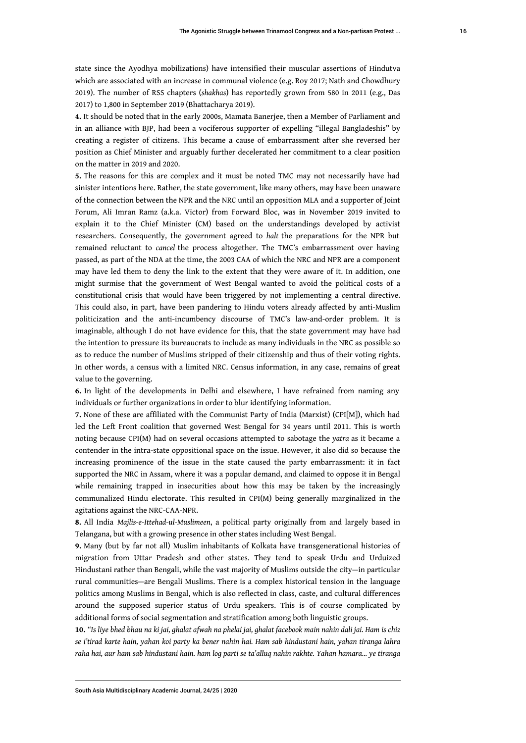state since the Ayodhya mobilizations) have intensified their muscular assertions of Hindutva which are associated with an increase in communal violence (e.g. Roy 2017; Nath and Chowdhury 2019). The number of RSS chapters (*shakhas*) has reportedly grown from 580 in 2011 (e.g., Das 2017) to 1,800 in September 2019 (Bhattacharya 2019).

**4.** It should be noted that in the early 2000s, Mamata Banerjee, then a Member of Parliament and in an alliance with BJP, had been a vociferous supporter of expelling "illegal Bangladeshis" by creating a register of citizens. This became a cause of embarrassment after she reversed her position as Chief Minister and arguably further decelerated her commitment to a clear position on the matter in 2019 and 2020.

**5.** The reasons for this are complex and it must be noted TMC may not necessarily have had sinister intentions here. Rather, the state government, like many others, may have been unaware of the connection between the NPR and the NRC until an opposition MLA and a supporter of Joint Forum, Ali Imran Ramz (a.k.a. Victor) from Forward Bloc, was in November 2019 invited to explain it to the Chief Minister (CM) based on the understandings developed by activist researchers. Consequently, the government agreed to *halt* the preparations for the NPR but remained reluctant to *cancel* the process altogether. The TMC's embarrassment over having passed, as part of the NDA at the time, the 2003 CAA of which the NRC and NPR are a component may have led them to deny the link to the extent that they were aware of it. In addition, one might surmise that the government of West Bengal wanted to avoid the political costs of a constitutional crisis that would have been triggered by not implementing a central directive. This could also, in part, have been pandering to Hindu voters already affected by anti-Muslim politicization and the anti-incumbency discourse of TMC's law-and-order problem. It is imaginable, although I do not have evidence for this, that the state government may have had the intention to pressure its bureaucrats to include as many individuals in the NRC as possible so as to reduce the number of Muslims stripped of their citizenship and thus of their voting rights. In other words, a census with a limited NRC. Census information, in any case, remains of great value to the governing.

**6.** In light of the developments in Delhi and elsewhere, I have refrained from naming any individuals or further organizations in order to blur identifying information.

**7.** None of these are affiliated with the Communist Party of India (Marxist) (CPI[M]), which had led the Left Front coalition that governed West Bengal for 34 years until 2011. This is worth noting because CPI(M) had on several occasions attempted to sabotage the *yatra* as it became a contender in the intra-state oppositional space on the issue. However, it also did so because the increasing prominence of the issue in the state caused the party embarrassment: it in fact supported the NRC in Assam, where it was a popular demand, and claimed to oppose it in Bengal while remaining trapped in insecurities about how this may be taken by the increasingly communalized Hindu electorate. This resulted in CPI(M) being generally marginalized in the agitations against the NRC-CAA-NPR.

**8.** All India *Majlis-e-Ittehad-ul-Muslimeen*, a political party originally from and largely based in Telangana, but with a growing presence in other states including West Bengal.

**9.** Many (but by far not all) Muslim inhabitants of Kolkata have transgenerational histories of migration from Uttar Pradesh and other states. They tend to speak Urdu and Urduized Hindustani rather than Bengali, while the vast majority of Muslims outside the city—in particular rural communities—are Bengali Muslims. There is a complex historical tension in the language politics among Muslims in Bengal, which is also reflected in class, caste, and cultural differences around the supposed superior status of Urdu speakers. This is of course complicated by additional forms of social segmentation and stratification among both linguistic groups.

**10.** "*Is liye bhed bhau na ki jai, ghalat afwah na phelai jai, ghalat facebook main nahin dali jai. Ham is chiz se i'tirad karte hain, yahan koi party ka bener nahin hai. Ham sab hindustani hain, yahan tiranga lahra raha hai, aur ham sab hindustani hain. ham log parti se ta'alluq nahin rakhte. Yahan hamara... ye tiranga*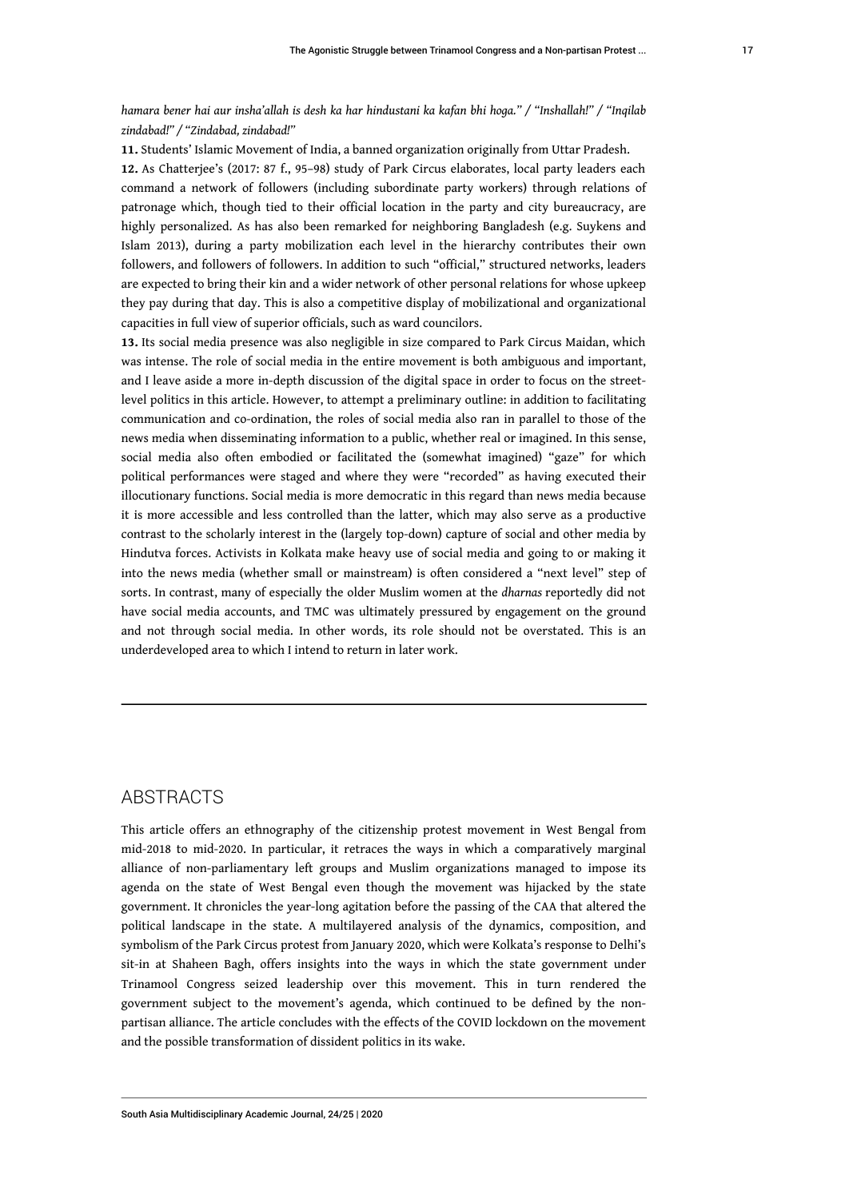*hamara bener hai aur insha'allah is desh ka har hindustani ka kafan bhi hoga." / "Inshallah!" / "Inqilab zindabad!" / "Zindabad, zindabad!"*

**11.** Students' Islamic Movement of India, a banned organization originally from Uttar Pradesh.

**12.** As Chatterjee's (2017: 87 f., 95–98) study of Park Circus elaborates, local party leaders each command a network of followers (including subordinate party workers) through relations of patronage which, though tied to their official location in the party and city bureaucracy, are highly personalized. As has also been remarked for neighboring Bangladesh (e.g. Suykens and Islam 2013), during a party mobilization each level in the hierarchy contributes their own followers, and followers of followers. In addition to such "official," structured networks, leaders are expected to bring their kin and a wider network of other personal relations for whose upkeep they pay during that day. This is also a competitive display of mobilizational and organizational capacities in full view of superior officials, such as ward councilors.

**13.** Its social media presence was also negligible in size compared to Park Circus Maidan, which was intense. The role of social media in the entire movement is both ambiguous and important, and I leave aside a more in-depth discussion of the digital space in order to focus on the street-level politics in this article. However, to attempt a preliminary outline: in addition to facilitating communication and co-ordination, the roles of social media also ran in parallel to those of the news media when disseminating information to a public, whether real or imagined. In this sense, social media also often embodied or facilitated the (somewhat imagined) "gaze" for which political performances were staged and where they were "recorded" as having executed their illocutionary functions. Social media is more democratic in this regard than news media because it is more accessible and less controlled than the latter, which may also serve as a productive contrast to the scholarly interest in the (largely top-down) capture of social and other media by Hindutva forces. Activists in Kolkata make heavy use of social media and going to or making it into the news media (whether small or mainstream) is often considered a "next level" step of sorts. In contrast, many of especially the older Muslim women at the *dharnas* reportedly did not have social media accounts, and TMC was ultimately pressured by engagement on the ground and not through social media. In other words, its role should not be overstated. This is an underdeveloped area to which I intend to return in later work.

## ABSTRACTS

This article offers an ethnography of the citizenship protest movement in West Bengal from mid-2018 to mid-2020. In particular, it retraces the ways in which a comparatively marginal alliance of non-parliamentary left groups and Muslim organizations managed to impose its agenda on the state of West Bengal even though the movement was hijacked by the state government. It chronicles the year-long agitation before the passing of the CAA that altered the political landscape in the state. A multilayered analysis of the dynamics, composition, and symbolism of the Park Circus protest from January 2020, which were Kolkata's response to Delhi's sit-in at Shaheen Bagh, offers insights into the ways in which the state government under Trinamool Congress seized leadership over this movement. This in turn rendered the government subject to the movement's agenda, which continued to be defined by the non-partisan alliance. The article concludes with the effects of the COVID lockdown on the movement and the possible transformation of dissident politics in its wake.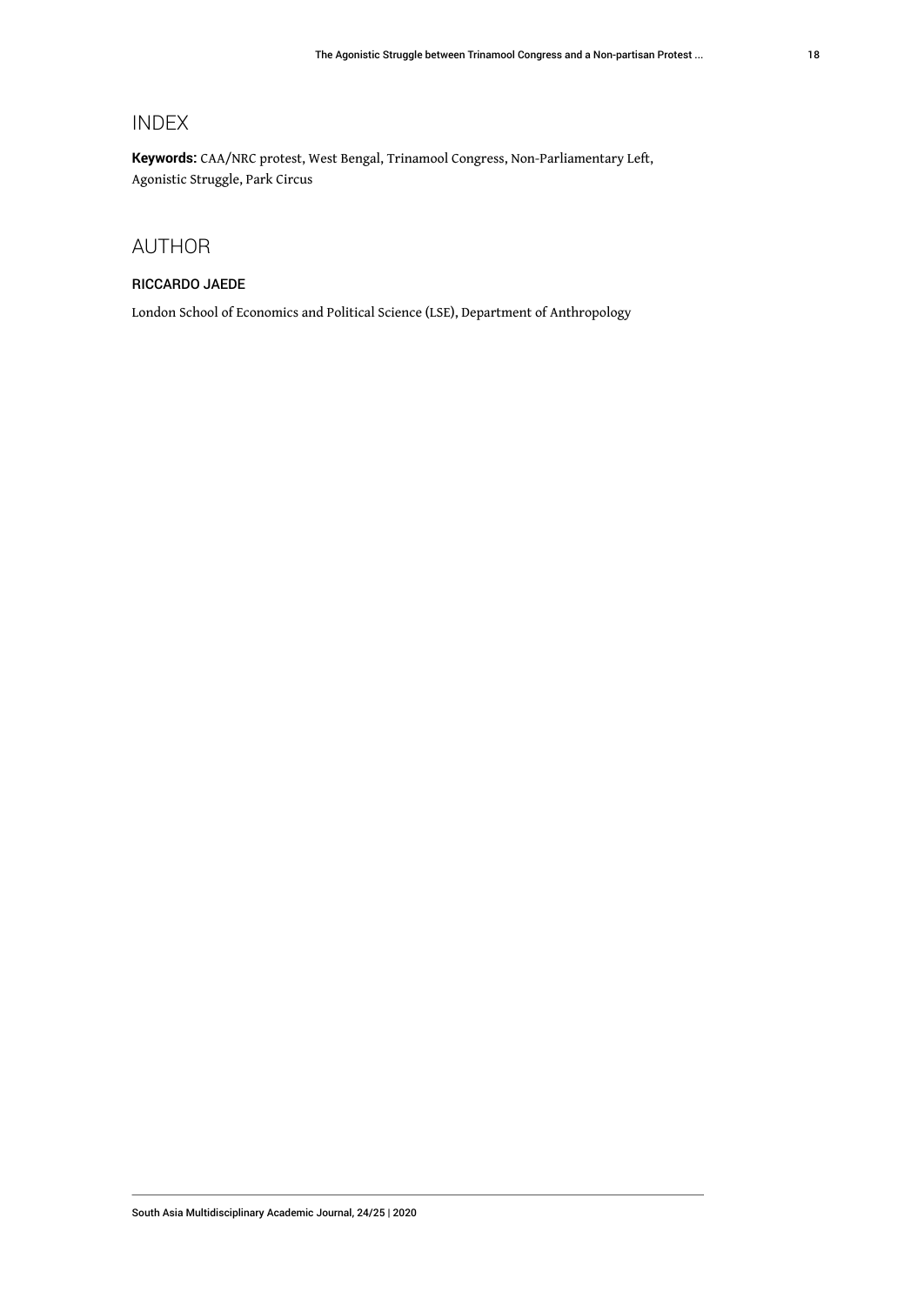## INDEX

**Keywords:** CAA/NRC protest, West Bengal, Trinamool Congress, Non-Parliamentary Left, Agonistic Struggle, Park Circus

## AUTHOR

### RICCARDO JAEDE

London School of Economics and Political Science (LSE), Department of Anthropology